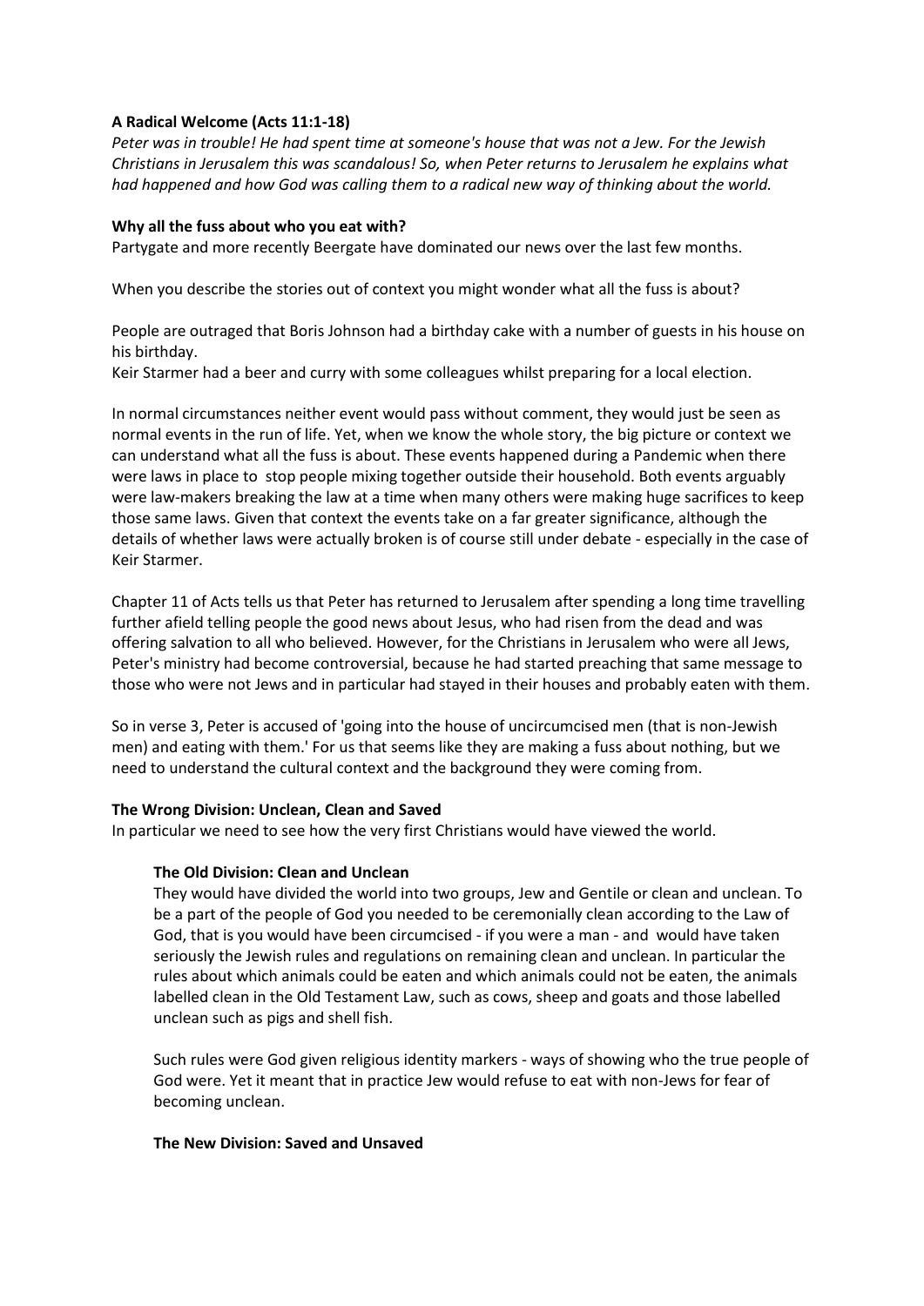**A Radical Welcome (Acts 11:1-18)**

*Peter was in trouble! He had spent time at someone's house that was not a Jew. For the Jewish Christians in Jerusalem this was scandalous! So, when Peter returns to Jerusalem he explains what had happened and how God was calling them to a radical new way of thinking about the world.*

**Why all the fuss about who you eat with?**

Partygate and more recently Beergate have dominated our news over the last few months.

When you describe the stories out of context you might wonder what all the fuss is about?

People are outraged that Boris Johnson had a birthday cake with a number of guests in his house on his birthday.
Keir Starmer had a beer and curry with some colleagues whilst preparing for a local election.

In normal circumstances neither event would pass without comment, they would just be seen as normal events in the run of life. Yet, when we know the whole story, the big picture or context we can understand what all the fuss is about. These events happened during a Pandemic when there were laws in place to stop people mixing together outside their household. Both events arguably were law-makers breaking the law at a time when many others were making huge sacrifices to keep those same laws. Given that context the events take on a far greater significance, although the details of whether laws were actually broken is of course still under debate - especially in the case of Keir Starmer.

Chapter 11 of Acts tells us that Peter has returned to Jerusalem after spending a long time travelling further afield telling people the good news about Jesus, who had risen from the dead and was offering salvation to all who believed. However, for the Christians in Jerusalem who were all Jews, Peter's ministry had become controversial, because he had started preaching that same message to those who were not Jews and in particular had stayed in their houses and probably eaten with them.

So in verse 3, Peter is accused of 'going into the house of uncircumcised men (that is non-Jewish men) and eating with them.' For us that seems like they are making a fuss about nothing, but we need to understand the cultural context and the background they were coming from.

**The Wrong Division: Unclean, Clean and Saved**

In particular we need to see how the very first Christians would have viewed the world.

**The Old Division: Clean and Unclean**

They would have divided the world into two groups, Jew and Gentile or clean and unclean. To be a part of the people of God you needed to be ceremonially clean according to the Law of God, that is you would have been circumcised - if you were a man - and would have taken seriously the Jewish rules and regulations on remaining clean and unclean. In particular the rules about which animals could be eaten and which animals could not be eaten, the animals labelled clean in the Old Testament Law, such as cows, sheep and goats and those labelled unclean such as pigs and shell fish.

Such rules were God given religious identity markers - ways of showing who the true people of God were. Yet it meant that in practice Jew would refuse to eat with non-Jews for fear of becoming unclean.

**The New Division: Saved and Unsaved**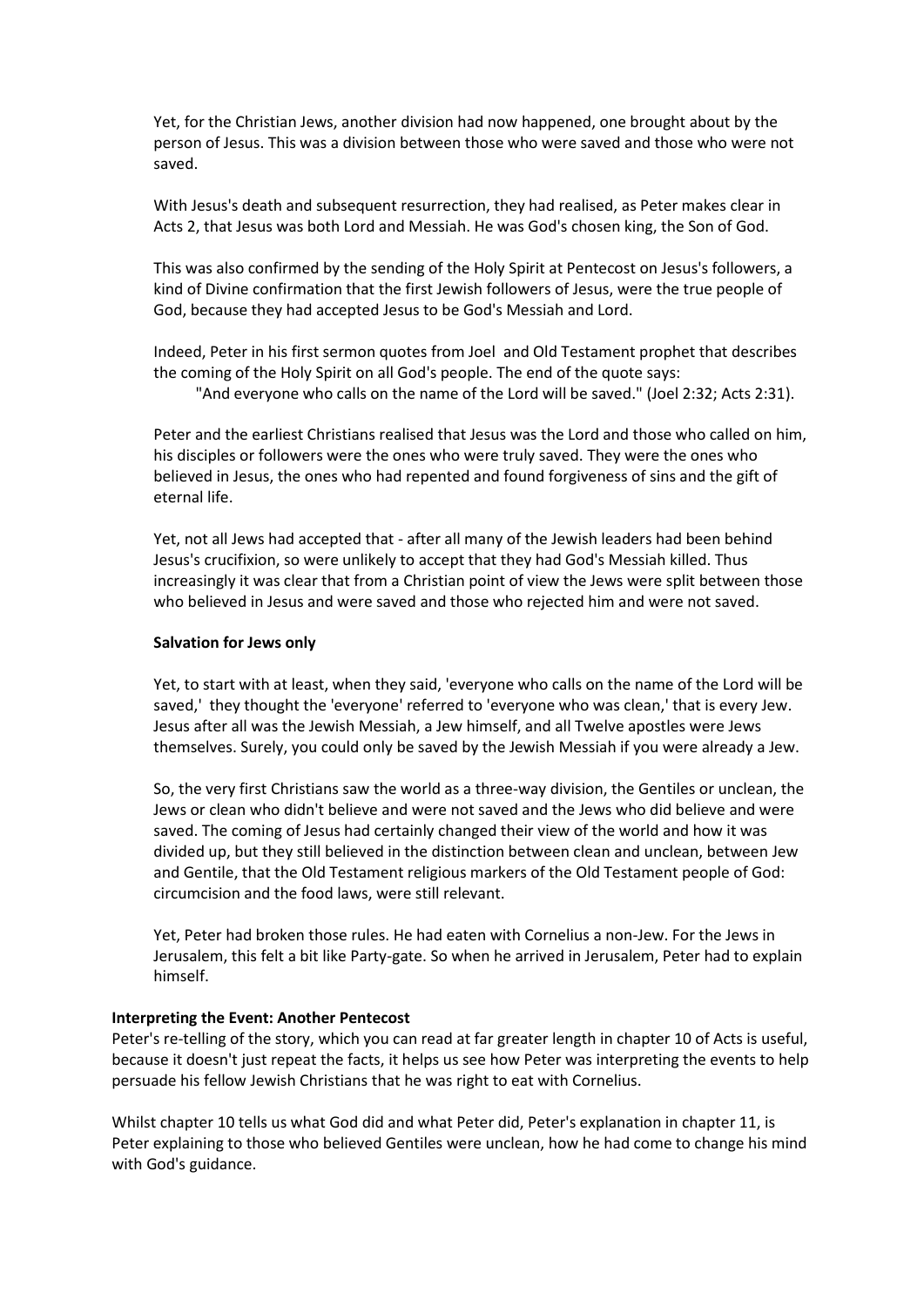Yet, for the Christian Jews, another division had now happened, one brought about by the person of Jesus. This was a division between those who were saved and those who were not saved.

With Jesus's death and subsequent resurrection, they had realised, as Peter makes clear in Acts 2, that Jesus was both Lord and Messiah. He was God's chosen king, the Son of God.

This was also confirmed by the sending of the Holy Spirit at Pentecost on Jesus's followers, a kind of Divine confirmation that the first Jewish followers of Jesus, were the true people of God, because they had accepted Jesus to be God's Messiah and Lord.

Indeed, Peter in his first sermon quotes from Joel and Old Testament prophet that describes the coming of the Holy Spirit on all God's people. The end of the quote says:

> "And everyone who calls on the name of the Lord will be saved." (Joel 2:32; Acts 2:31).

Peter and the earliest Christians realised that Jesus was the Lord and those who called on him, his disciples or followers were the ones who were truly saved. They were the ones who believed in Jesus, the ones who had repented and found forgiveness of sins and the gift of eternal life.

Yet, not all Jews had accepted that - after all many of the Jewish leaders had been behind Jesus's crucifixion, so were unlikely to accept that they had God's Messiah killed. Thus increasingly it was clear that from a Christian point of view the Jews were split between those who believed in Jesus and were saved and those who rejected him and were not saved.

**Salvation for Jews only**

Yet, to start with at least, when they said, 'everyone who calls on the name of the Lord will be saved,' they thought the 'everyone' referred to 'everyone who was clean,' that is every Jew. Jesus after all was the Jewish Messiah, a Jew himself, and all Twelve apostles were Jews themselves. Surely, you could only be saved by the Jewish Messiah if you were already a Jew.

So, the very first Christians saw the world as a three-way division, the Gentiles or unclean, the Jews or clean who didn't believe and were not saved and the Jews who did believe and were saved. The coming of Jesus had certainly changed their view of the world and how it was divided up, but they still believed in the distinction between clean and unclean, between Jew and Gentile, that the Old Testament religious markers of the Old Testament people of God: circumcision and the food laws, were still relevant.

Yet, Peter had broken those rules. He had eaten with Cornelius a non-Jew. For the Jews in Jerusalem, this felt a bit like Party-gate. So when he arrived in Jerusalem, Peter had to explain himself.

**Interpreting the Event: Another Pentecost**

Peter's re-telling of the story, which you can read at far greater length in chapter 10 of Acts is useful, because it doesn't just repeat the facts, it helps us see how Peter was interpreting the events to help persuade his fellow Jewish Christians that he was right to eat with Cornelius.

Whilst chapter 10 tells us what God did and what Peter did, Peter's explanation in chapter 11, is Peter explaining to those who believed Gentiles were unclean, how he had come to change his mind with God's guidance.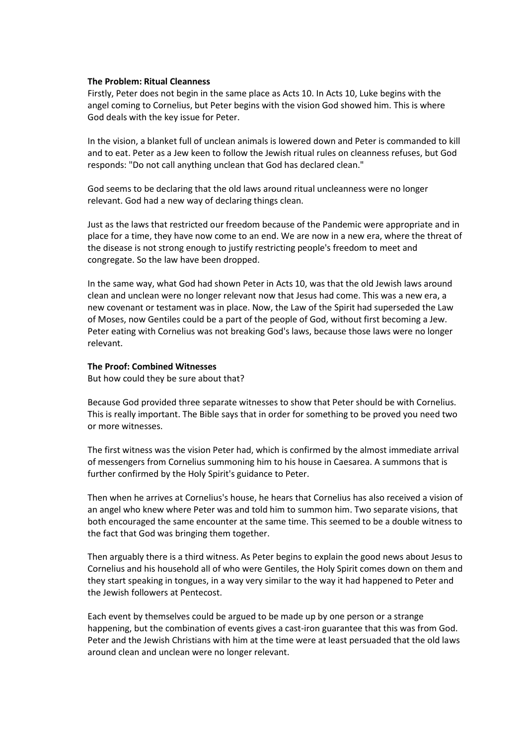**The Problem: Ritual Cleanness**

Firstly, Peter does not begin in the same place as Acts 10. In Acts 10, Luke begins with the angel coming to Cornelius, but Peter begins with the vision God showed him. This is where God deals with the key issue for Peter.

In the vision, a blanket full of unclean animals is lowered down and Peter is commanded to kill and to eat. Peter as a Jew keen to follow the Jewish ritual rules on cleanness refuses, but God responds: "Do not call anything unclean that God has declared clean."

God seems to be declaring that the old laws around ritual uncleanness were no longer relevant. God had a new way of declaring things clean.

Just as the laws that restricted our freedom because of the Pandemic were appropriate and in place for a time, they have now come to an end. We are now in a new era, where the threat of the disease is not strong enough to justify restricting people's freedom to meet and congregate. So the law have been dropped.

In the same way, what God had shown Peter in Acts 10, was that the old Jewish laws around clean and unclean were no longer relevant now that Jesus had come. This was a new era, a new covenant or testament was in place. Now, the Law of the Spirit had superseded the Law of Moses, now Gentiles could be a part of the people of God, without first becoming a Jew. Peter eating with Cornelius was not breaking God's laws, because those laws were no longer relevant.

**The Proof: Combined Witnesses**

But how could they be sure about that?

Because God provided three separate witnesses to show that Peter should be with Cornelius. This is really important. The Bible says that in order for something to be proved you need two or more witnesses.

The first witness was the vision Peter had, which is confirmed by the almost immediate arrival of messengers from Cornelius summoning him to his house in Caesarea. A summons that is further confirmed by the Holy Spirit's guidance to Peter.

Then when he arrives at Cornelius's house, he hears that Cornelius has also received a vision of an angel who knew where Peter was and told him to summon him. Two separate visions, that both encouraged the same encounter at the same time. This seemed to be a double witness to the fact that God was bringing them together.

Then arguably there is a third witness. As Peter begins to explain the good news about Jesus to Cornelius and his household all of who were Gentiles, the Holy Spirit comes down on them and they start speaking in tongues, in a way very similar to the way it had happened to Peter and the Jewish followers at Pentecost.

Each event by themselves could be argued to be made up by one person or a strange happening, but the combination of events gives a cast-iron guarantee that this was from God. Peter and the Jewish Christians with him at the time were at least persuaded that the old laws around clean and unclean were no longer relevant.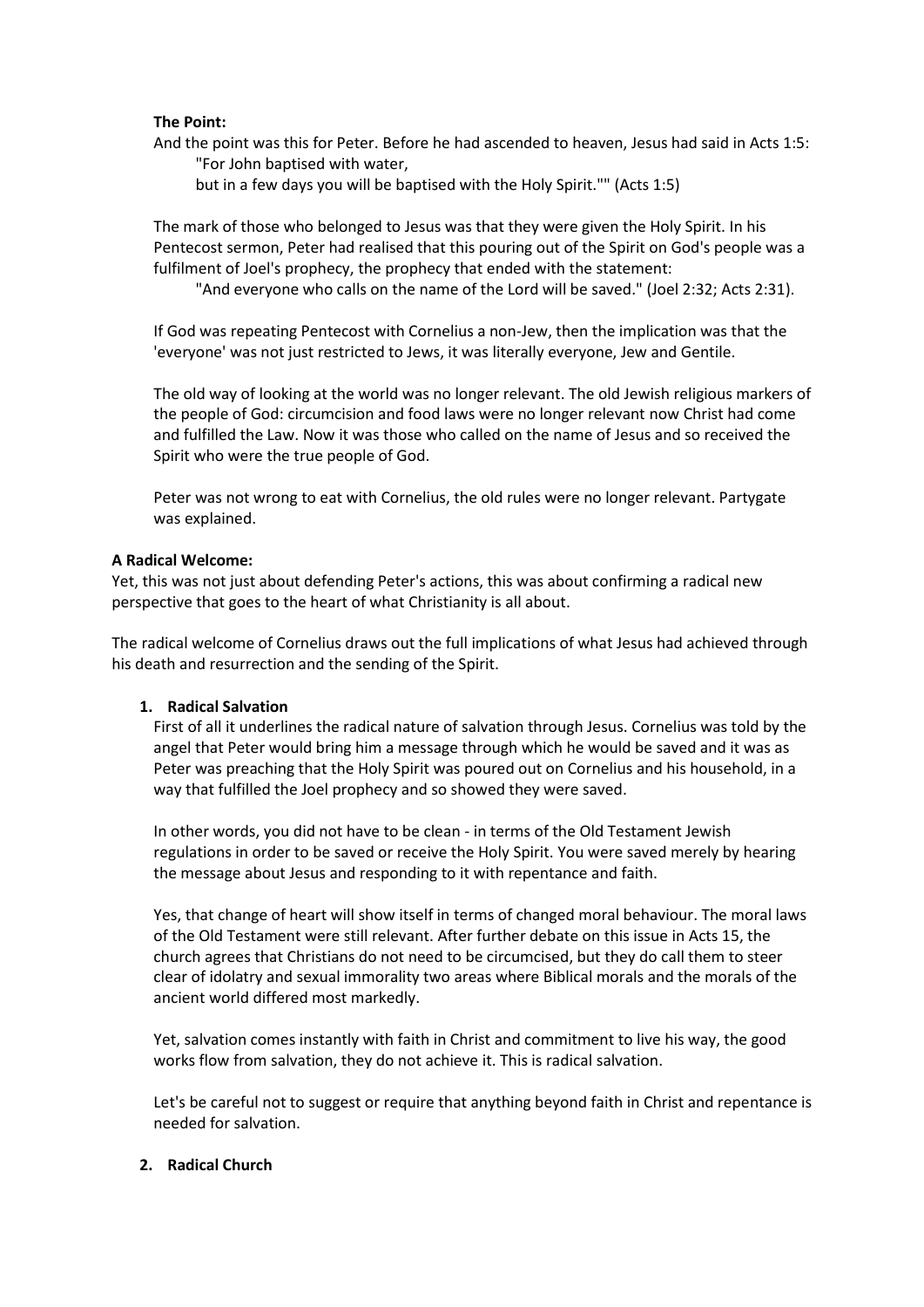**The Point:**

And the point was this for Peter. Before he had ascended to heaven, Jesus had said in Acts 1:5:

> "For John baptised with water,
> but in a few days you will be baptised with the Holy Spirit."" (Acts 1:5)

The mark of those who belonged to Jesus was that they were given the Holy Spirit. In his Pentecost sermon, Peter had realised that this pouring out of the Spirit on God's people was a fulfilment of Joel's prophecy, the prophecy that ended with the statement:

> "And everyone who calls on the name of the Lord will be saved." (Joel 2:32; Acts 2:31).

If God was repeating Pentecost with Cornelius a non-Jew, then the implication was that the 'everyone' was not just restricted to Jews, it was literally everyone, Jew and Gentile.

The old way of looking at the world was no longer relevant. The old Jewish religious markers of the people of God: circumcision and food laws were no longer relevant now Christ had come and fulfilled the Law. Now it was those who called on the name of Jesus and so received the Spirit who were the true people of God.

Peter was not wrong to eat with Cornelius, the old rules were no longer relevant. Partygate was explained.

**A Radical Welcome:**

Yet, this was not just about defending Peter's actions, this was about confirming a radical new perspective that goes to the heart of what Christianity is all about.

The radical welcome of Cornelius draws out the full implications of what Jesus had achieved through his death and resurrection and the sending of the Spirit.

1. **Radical Salvation**

   First of all it underlines the radical nature of salvation through Jesus. Cornelius was told by the angel that Peter would bring him a message through which he would be saved and it was as Peter was preaching that the Holy Spirit was poured out on Cornelius and his household, in a way that fulfilled the Joel prophecy and so showed they were saved.

   In other words, you did not have to be clean - in terms of the Old Testament Jewish regulations in order to be saved or receive the Holy Spirit. You were saved merely by hearing the message about Jesus and responding to it with repentance and faith.

   Yes, that change of heart will show itself in terms of changed moral behaviour. The moral laws of the Old Testament were still relevant. After further debate on this issue in Acts 15, the church agrees that Christians do not need to be circumcised, but they do call them to steer clear of idolatry and sexual immorality two areas where Biblical morals and the morals of the ancient world differed most markedly.

   Yet, salvation comes instantly with faith in Christ and commitment to live his way, the good works flow from salvation, they do not achieve it. This is radical salvation.

   Let's be careful not to suggest or require that anything beyond faith in Christ and repentance is needed for salvation.

2. **Radical Church**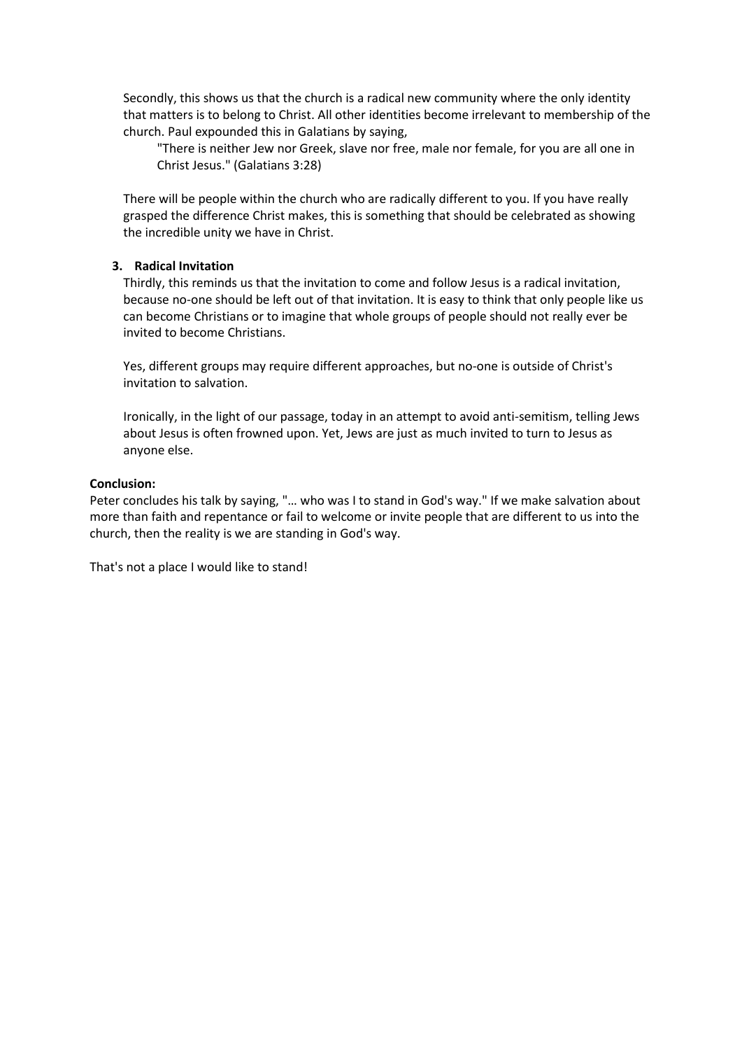Secondly, this shows us that the church is a radical new community where the only identity that matters is to belong to Christ. All other identities become irrelevant to membership of the church. Paul expounded this in Galatians by saying,

> "There is neither Jew nor Greek, slave nor free, male nor female, for you are all one in Christ Jesus." (Galatians 3:28)

There will be people within the church who are radically different to you. If you have really grasped the difference Christ makes, this is something that should be celebrated as showing the incredible unity we have in Christ.

3. **Radical Invitation**

Thirdly, this reminds us that the invitation to come and follow Jesus is a radical invitation, because no-one should be left out of that invitation. It is easy to think that only people like us can become Christians or to imagine that whole groups of people should not really ever be invited to become Christians.

Yes, different groups may require different approaches, but no-one is outside of Christ's invitation to salvation.

Ironically, in the light of our passage, today in an attempt to avoid anti-semitism, telling Jews about Jesus is often frowned upon. Yet, Jews are just as much invited to turn to Jesus as anyone else.

**Conclusion:**

Peter concludes his talk by saying, "… who was I to stand in God's way." If we make salvation about more than faith and repentance or fail to welcome or invite people that are different to us into the church, then the reality is we are standing in God's way.

That's not a place I would like to stand!